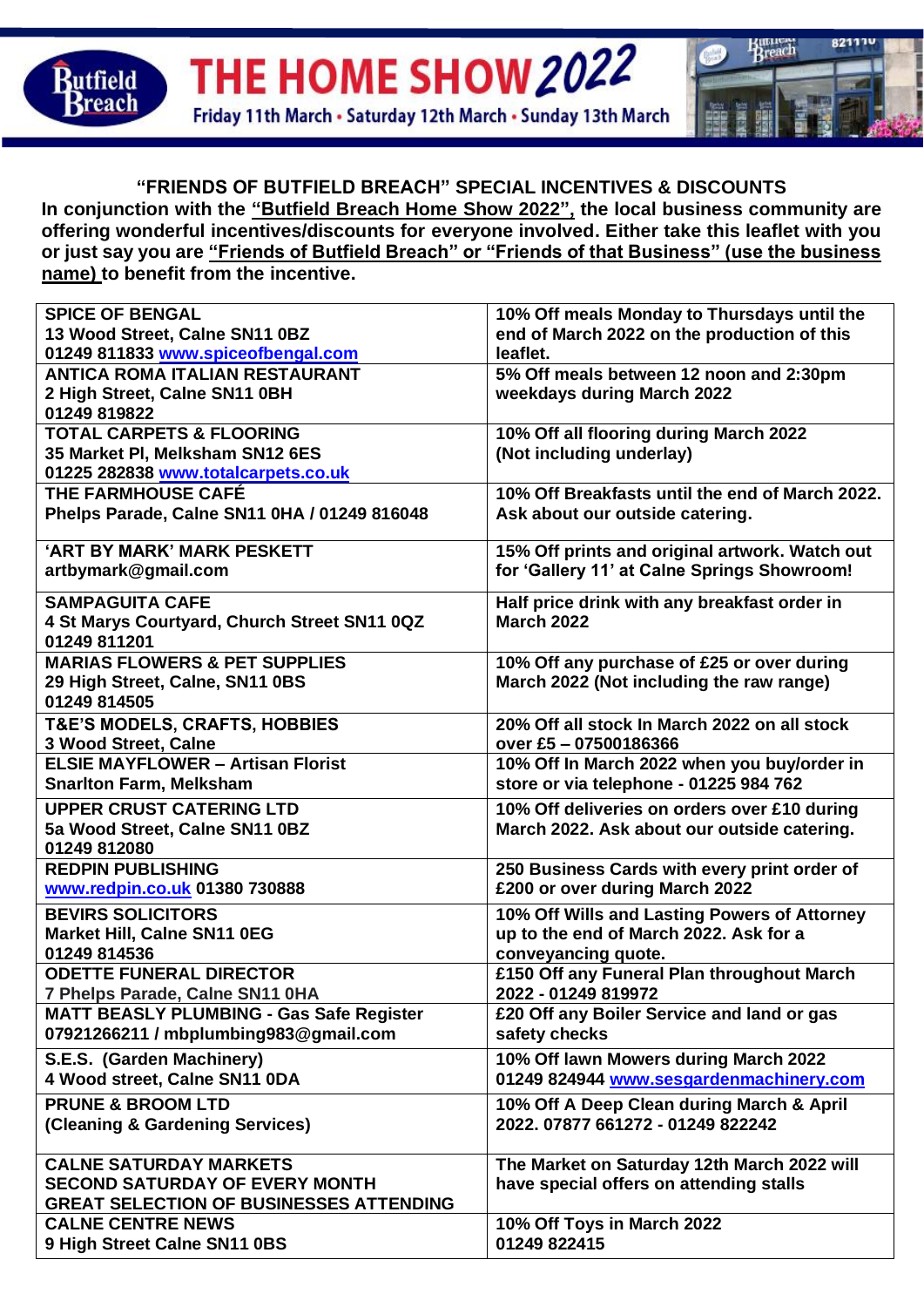# THE HOME SHOW 2022

Friday 11th March • Saturday 12th March • Sunday 13th March

## "FRIENDS OF BUTFIELD BREACH" SPECIAL INCENTIVES & DISCOUNTS

**In conjunction with the "Butfield Breach Home Show 2022", the local business community are offering wonderful incentives/discounts for everyone involved. Either take this leaflet with you or just say you are "Friends of Butfield Breach" or "Friends of that Business" (use the business name) to benefit from the incentive.**

| Business | Offer |
|---|---|
| **SPICE OF BENGAL**<br>13 Wood Street, Calne SN11 0BZ<br>01249 811833 www.spiceofbengal.com | 10% Off meals Monday to Thursdays until the end of March 2022 on the production of this leaflet. |
| **ANTICA ROMA ITALIAN RESTAURANT**<br>2 High Street, Calne SN11 0BH<br>01249 819822 | 5% Off meals between 12 noon and 2:30pm weekdays during March 2022 |
| **TOTAL CARPETS & FLOORING**<br>35 Market Pl, Melksham SN12 6ES<br>01225 282838 www.totalcarpets.co.uk | 10% Off all flooring during March 2022 (Not including underlay) |
| **THE FARMHOUSE CAFÉ**<br>Phelps Parade, Calne SN11 0HA / 01249 816048 | 10% Off Breakfasts until the end of March 2022. Ask about our outside catering. |
| **'ART BY MARK' MARK PESKETT**<br>artbymark@gmail.com | 15% Off prints and original artwork. Watch out for 'Gallery 11' at Calne Springs Showroom! |
| **SAMPAGUITA CAFE**<br>4 St Marys Courtyard, Church Street SN11 0QZ<br>01249 811201 | Half price drink with any breakfast order in March 2022 |
| **MARIAS FLOWERS & PET SUPPLIES**<br>29 High Street, Calne, SN11 0BS<br>01249 814505 | 10% Off any purchase of £25 or over during March 2022 (Not including the raw range) |
| **T&E'S MODELS, CRAFTS, HOBBIES**<br>3 Wood Street, Calne | 20% Off all stock In March 2022 on all stock over £5 – 07500186366 |
| **ELSIE MAYFLOWER – Artisan Florist**<br>Snarlton Farm, Melksham | 10% Off In March 2022 when you buy/order in store or via telephone - 01225 984 762 |
| **UPPER CRUST CATERING LTD**<br>5a Wood Street, Calne SN11 0BZ<br>01249 812080 | 10% Off deliveries on orders over £10 during March 2022. Ask about our outside catering. |
| **REDPIN PUBLISHING**<br>www.redpin.co.uk 01380 730888 | 250 Business Cards with every print order of £200 or over during March 2022 |
| **BEVIRS SOLICITORS**<br>Market Hill, Calne SN11 0EG<br>01249 814536 | 10% Off Wills and Lasting Powers of Attorney up to the end of March 2022. Ask for a conveyancing quote. |
| **ODETTE FUNERAL DIRECTOR**<br>7 Phelps Parade, Calne SN11 0HA | £150 Off any Funeral Plan throughout March 2022 - 01249 819972 |
| **MATT BEASLY PLUMBING - Gas Safe Register**<br>07921266211 / mbplumbing983@gmail.com | £20 Off any Boiler Service and land or gas safety checks |
| **S.E.S. (Garden Machinery)**<br>4 Wood street, Calne SN11 0DA | 10% Off lawn Mowers during March 2022<br>01249 824944 www.sesgardenmachinery.com |
| **PRUNE & BROOM LTD**<br>(Cleaning & Gardening Services) | 10% Off A Deep Clean during March & April 2022. 07877 661272 - 01249 822242 |
| **CALNE SATURDAY MARKETS**<br>SECOND SATURDAY OF EVERY MONTH<br>GREAT SELECTION OF BUSINESSES ATTENDING | The Market on Saturday 12th March 2022 will have special offers on attending stalls |
| **CALNE CENTRE NEWS**<br>9 High Street Calne SN11 0BS | 10% Off Toys in March 2022<br>01249 822415 |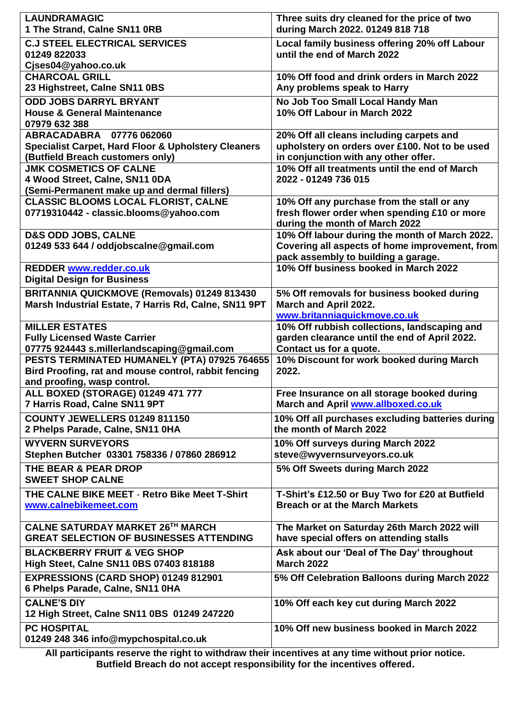| | |
|---|---|
| **LAUNDRAMAGIC**<br>**1 The Strand, Calne SN11 0RB** | **Three suits dry cleaned for the price of two during March 2022. 01249 818 718** |
| **C.J STEEL ELECTRICAL SERVICES**<br>**01249 822033**<br>**Cjses04@yahoo.co.uk** | **Local family business offering 20% off Labour until the end of March 2022** |
| **CHARCOAL GRILL**<br>**23 Highstreet, Calne SN11 0BS** | **10% Off food and drink orders in March 2022**<br>**Any problems speak to Harry** |
| **ODD JOBS DARRYL BRYANT**<br>**House & General Maintenance**<br>**07979 632 388** | **No Job Too Small Local Handy Man**<br>**10% Off Labour in March 2022** |
| **ABRACADABRA 07776 062060**<br>**Specialist Carpet, Hard Floor & Upholstery Cleaners (Butfield Breach customers only)** | **20% Off all cleans including carpets and upholstery on orders over £100. Not to be used in conjunction with any other offer.** |
| **JMK COSMETICS OF CALNE**<br>**4 Wood Street, Calne, SN11 0DA**<br>**(Semi-Permanent make up and dermal fillers)** | **10% Off all treatments until the end of March 2022 - 01249 736 015** |
| **CLASSIC BLOOMS LOCAL FLORIST, CALNE**<br>**07719310442 - classic.blooms@yahoo.com** | **10% Off any purchase from the stall or any fresh flower order when spending £10 or more during the month of March 2022** |
| **D&S ODD JOBS, CALNE**<br>**01249 533 644 / oddjobscalne@gmail.com** | **10% Off labour during the month of March 2022. Covering all aspects of home improvement, from pack assembly to building a garage.** |
| **REDDER www.redder.co.uk**<br>**Digital Design for Business** | **10% Off business booked in March 2022** |
| **BRITANNIA QUICKMOVE (Removals) 01249 813430**<br>**Marsh Industrial Estate, 7 Harris Rd, Calne, SN11 9PT** | **5% Off removals for business booked during March and April 2022.**<br>**www.britanniaquickmove.co.uk** |
| **MILLER ESTATES**<br>**Fully Licensed Waste Carrier**<br>**07775 924443 s.millerlandscaping@gmail.com** | **10% Off rubbish collections, landscaping and garden clearance until the end of April 2022. Contact us for a quote.** |
| **PESTS TERMINATED HUMANELY (PTA) 07925 764655**<br>**Bird Proofing, rat and mouse control, rabbit fencing and proofing, wasp control.** | **10% Discount for work booked during March 2022.** |
| **ALL BOXED (STORAGE) 01249 471 777**<br>**7 Harris Road, Calne SN11 9PT** | **Free Insurance on all storage booked during March and April www.allboxed.co.uk** |
| **COUNTY JEWELLERS 01249 811150**<br>**2 Phelps Parade, Calne, SN11 0HA** | **10% Off all purchases excluding batteries during the month of March 2022** |
| **WYVERN SURVEYORS**<br>**Stephen Butcher 03301 758336 / 07860 286912** | **10% Off surveys during March 2022**<br>**steve@wyvernsurveyors.co.uk** |
| **THE BEAR & PEAR DROP**<br>**SWEET SHOP CALNE** | **5% Off Sweets during March 2022** |
| **THE CALNE BIKE MEET - Retro Bike Meet T-Shirt**<br>**www.calnebikemeet.com** | **T-Shirt's £12.50 or Buy Two for £20 at Butfield Breach or at the March Markets** |
| **CALNE SATURDAY MARKET 26TH MARCH**<br>**GREAT SELECTION OF BUSINESSES ATTENDING** | **The Market on Saturday 26th March 2022 will have special offers on attending stalls** |
| **BLACKBERRY FRUIT & VEG SHOP**<br>**High Steet, Calne SN11 0BS 07403 818188** | **Ask about our 'Deal of The Day' throughout March 2022** |
| **EXPRESSIONS (CARD SHOP) 01249 812901**<br>**6 Phelps Parade, Calne, SN11 0HA** | **5% Off Celebration Balloons during March 2022** |
| **CALNE'S DIY**<br>**12 High Street, Calne SN11 0BS 01249 247220** | **10% Off each key cut during March 2022** |
| **PC HOSPITAL**<br>**01249 248 346 info@mypchospital.co.uk** | **10% Off new business booked in March 2022** |

**All participants reserve the right to withdraw their incentives at any time without prior notice. Butfield Breach do not accept responsibility for the incentives offered.**